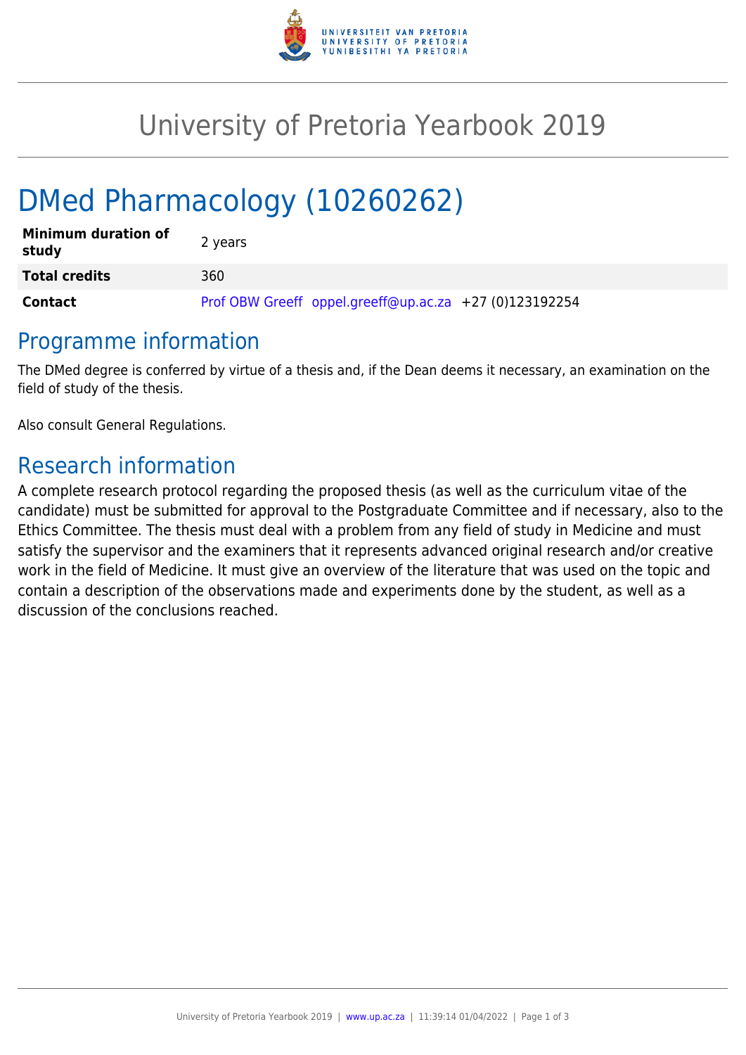# University of Pretoria Yearbook 2019

# DMed Pharmacology (10260262)

| | |
|---|---|
| **Minimum duration of study** | 2 years |
| **Total credits** | 360 |
| **Contact** | Prof OBW Greeff oppel.greeff@up.ac.za +27 (0)123192254 |

## Programme information

The DMed degree is conferred by virtue of a thesis and, if the Dean deems it necessary, an examination on the field of study of the thesis.

Also consult General Regulations.

## Research information

A complete research protocol regarding the proposed thesis (as well as the curriculum vitae of the candidate) must be submitted for approval to the Postgraduate Committee and if necessary, also to the Ethics Committee. The thesis must deal with a problem from any field of study in Medicine and must satisfy the supervisor and the examiners that it represents advanced original research and/or creative work in the field of Medicine. It must give an overview of the literature that was used on the topic and contain a description of the observations made and experiments done by the student, as well as a discussion of the conclusions reached.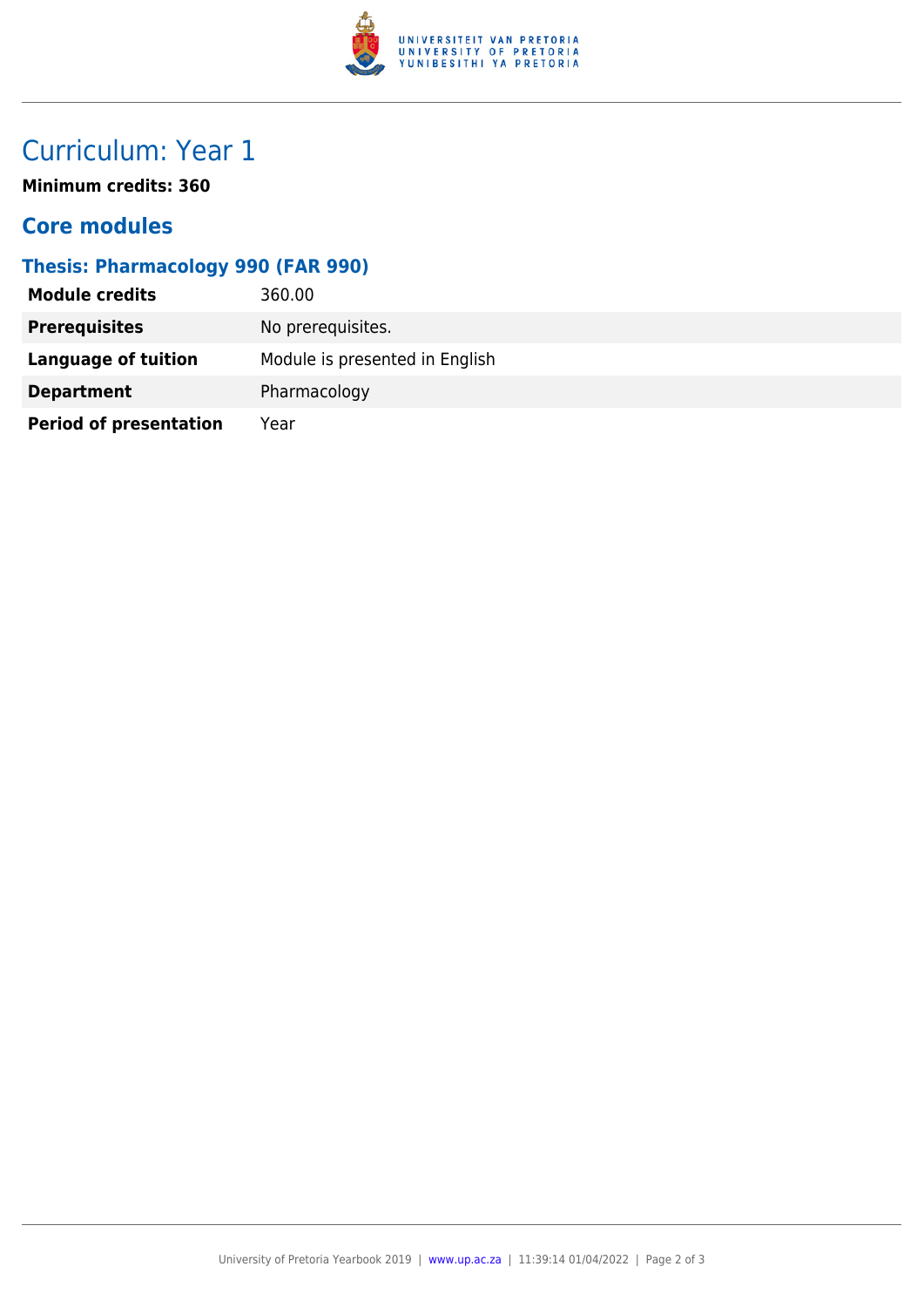# Curriculum: Year 1

**Minimum credits: 360**

## Core modules

### Thesis: Pharmacology 990 (FAR 990)

| | |
|---|---|
| **Module credits** | 360.00 |
| **Prerequisites** | No prerequisites. |
| **Language of tuition** | Module is presented in English |
| **Department** | Pharmacology |
| **Period of presentation** | Year |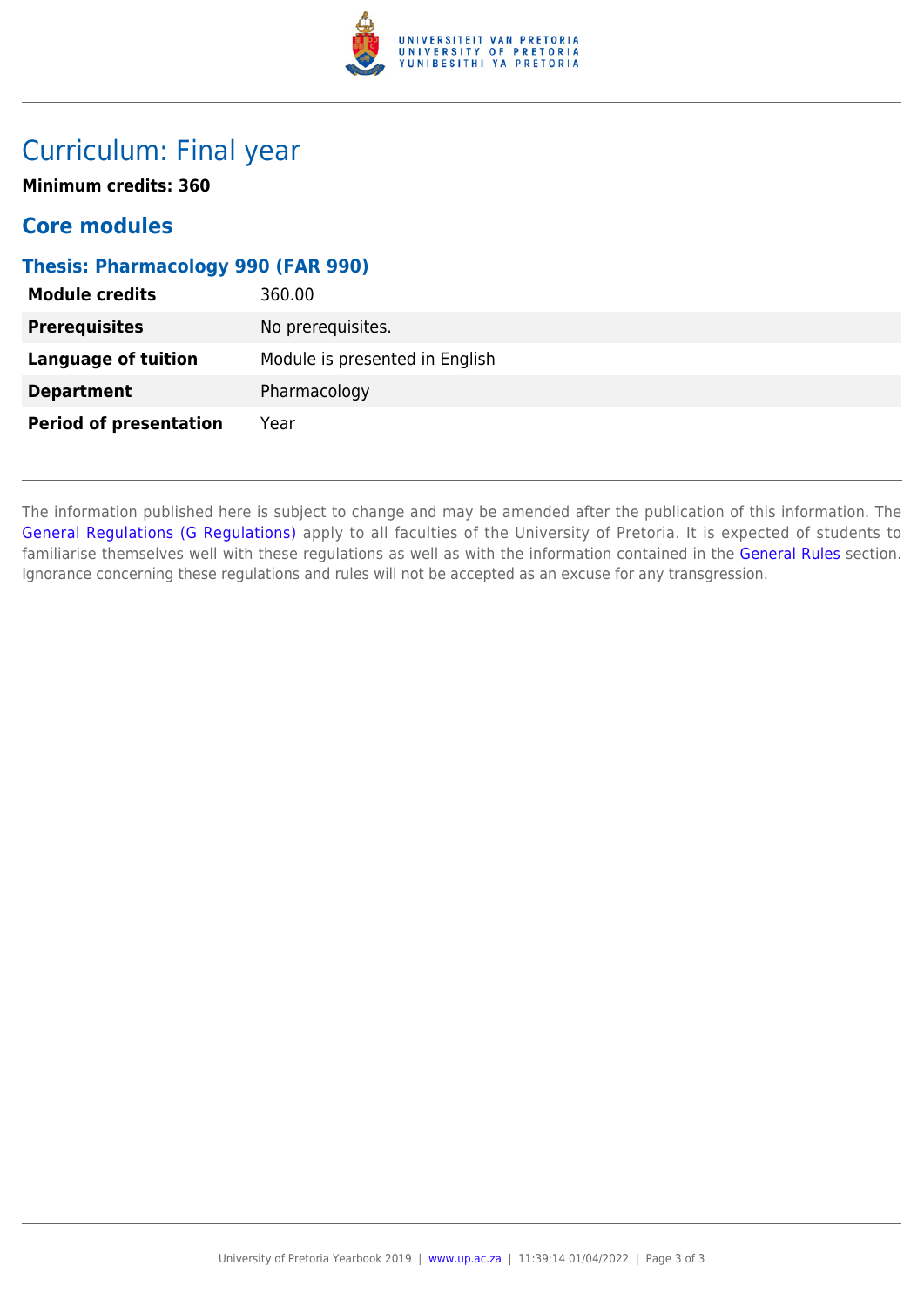# Curriculum: Final year

**Minimum credits: 360**

## Core modules

### Thesis: Pharmacology 990 (FAR 990)

| | |
|---|---|
| **Module credits** | 360.00 |
| **Prerequisites** | No prerequisites. |
| **Language of tuition** | Module is presented in English |
| **Department** | Pharmacology |
| **Period of presentation** | Year |

The information published here is subject to change and may be amended after the publication of this information. The General Regulations (G Regulations) apply to all faculties of the University of Pretoria. It is expected of students to familiarise themselves well with these regulations as well as with the information contained in the General Rules section. Ignorance concerning these regulations and rules will not be accepted as an excuse for any transgression.